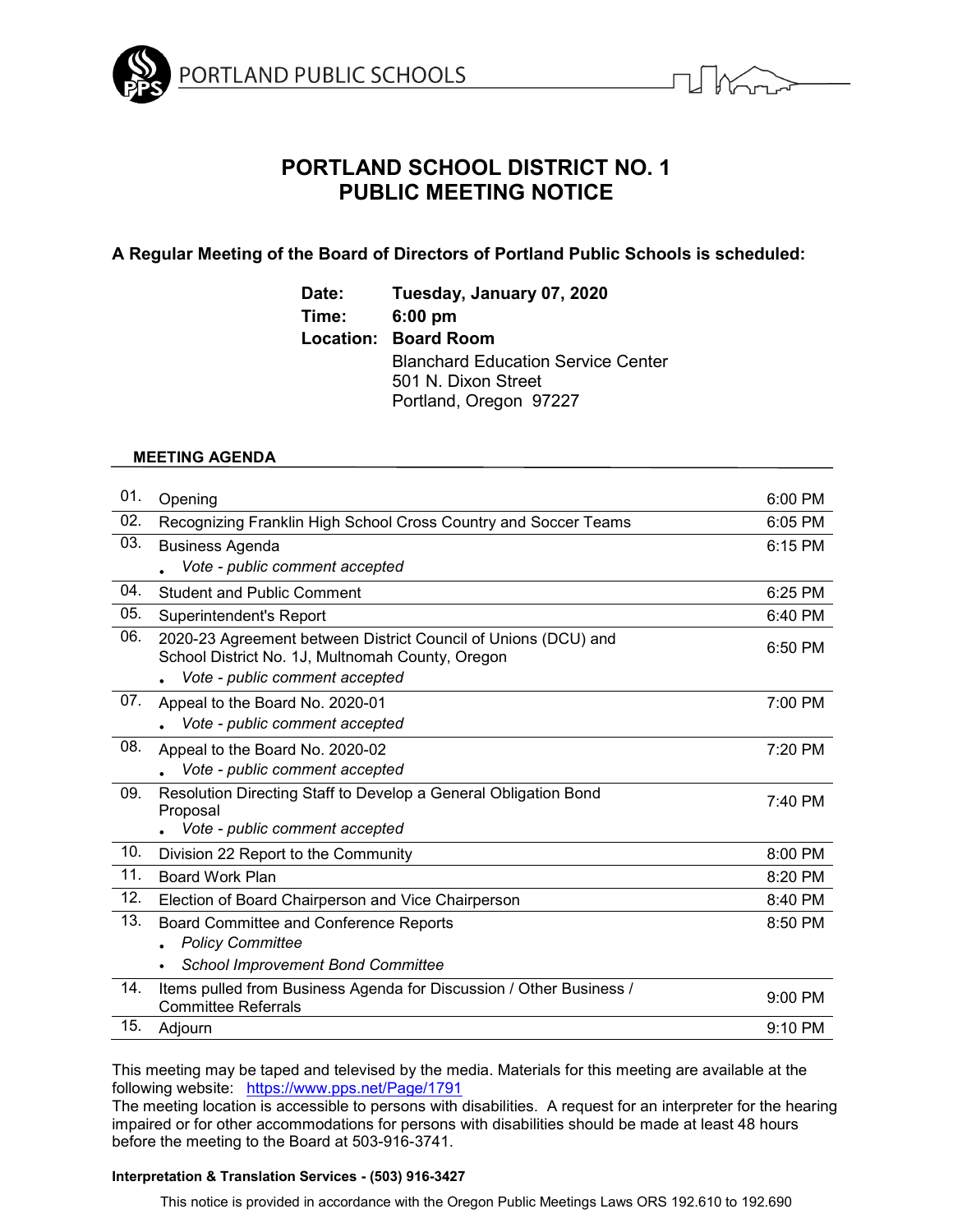PORTLAND PUBLIC SCHOOLS

# PORTLAND SCHOOL DISTRICT NO. 1
# PUBLIC MEETING NOTICE

**A Regular Meeting of the Board of Directors of Portland Public Schools is scheduled:**

**Date:** **Tuesday, January 07, 2020**
**Time:** **6:00 pm**
**Location:** **Board Room**
Blanchard Education Service Center
501 N. Dixon Street
Portland, Oregon 97227

**MEETING AGENDA**

| No. | Item | Time |
|---|---|---|
| 01. | Opening | 6:00 PM |
| 02. | Recognizing Franklin High School Cross Country and Soccer Teams | 6:05 PM |
| 03. | Business Agenda<br>• *Vote - public comment accepted* | 6:15 PM |
| 04. | Student and Public Comment | 6:25 PM |
| 05. | Superintendent's Report | 6:40 PM |
| 06. | 2020-23 Agreement between District Council of Unions (DCU) and School District No. 1J, Multnomah County, Oregon<br>• *Vote - public comment accepted* | 6:50 PM |
| 07. | Appeal to the Board No. 2020-01<br>• *Vote - public comment accepted* | 7:00 PM |
| 08. | Appeal to the Board No. 2020-02<br>• *Vote - public comment accepted* | 7:20 PM |
| 09. | Resolution Directing Staff to Develop a General Obligation Bond Proposal<br>• *Vote - public comment accepted* | 7:40 PM |
| 10. | Division 22 Report to the Community | 8:00 PM |
| 11. | Board Work Plan | 8:20 PM |
| 12. | Election of Board Chairperson and Vice Chairperson | 8:40 PM |
| 13. | Board Committee and Conference Reports<br>• *Policy Committee*<br>• *School Improvement Bond Committee* | 8:50 PM |
| 14. | Items pulled from Business Agenda for Discussion / Other Business / Committee Referrals | 9:00 PM |
| 15. | Adjourn | 9:10 PM |

This meeting may be taped and televised by the media. Materials for this meeting are available at the following website: https://www.pps.net/Page/1791
The meeting location is accessible to persons with disabilities. A request for an interpreter for the hearing impaired or for other accommodations for persons with disabilities should be made at least 48 hours before the meeting to the Board at 503-916-3741.

**Interpretation & Translation Services - (503) 916-3427**

This notice is provided in accordance with the Oregon Public Meetings Laws ORS 192.610 to 192.690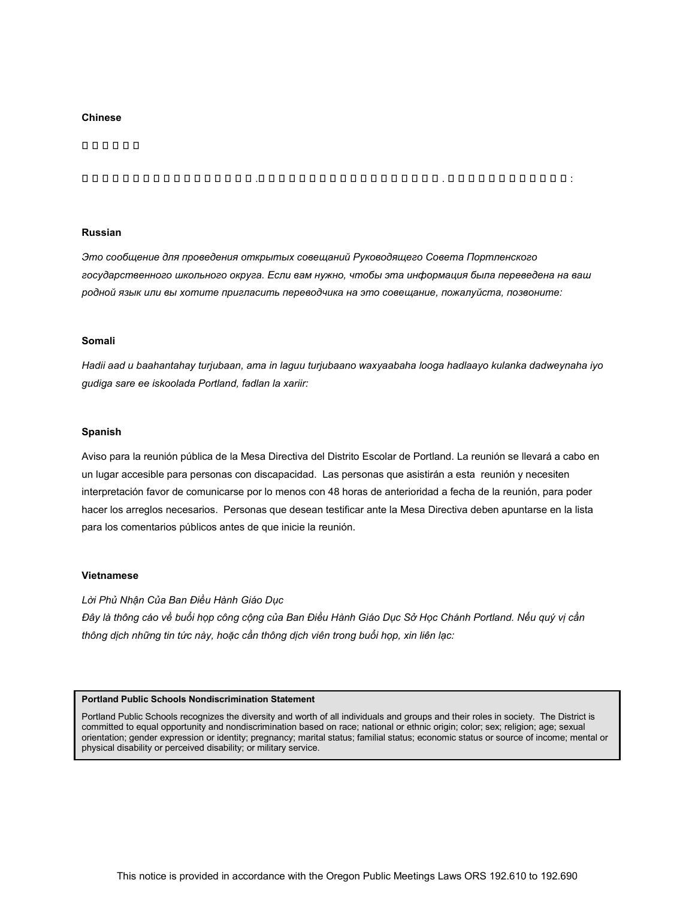**Chinese**

□ □ □ □ □ □

□ □ □ □ □ □ □ □ □ □ □ □ □ □ □ □ □ □ □ .□ □ □ □ □ □ □ □ □ □ □ □ □ □ □ □ □ □ □ . □ □ □ □ □ □ □ □ □ □ □ □ □ :

**Russian**

*Это сообщение для проведения открытых совещаний Руководящего Совета Портленского государственного школьного округа. Если вам нужно, чтобы эта информация была переведена на ваш родной язык или вы хотите пригласить переводчика на это совещание, пожалуйста, позвоните:*

**Somali**

*Hadii aad u baahantahay turjubaan, ama in laguu turjubaano waxyaabaha looga hadlaayo kulanka dadweynaha iyo gudiga sare ee iskoolada Portland, fadlan la xariir:*

**Spanish**

Aviso para la reunión pública de la Mesa Directiva del Distrito Escolar de Portland. La reunión se llevará a cabo en un lugar accesible para personas con discapacidad. Las personas que asistirán a esta reunión y necesiten interpretación favor de comunicarse por lo menos con 48 horas de anterioridad a fecha de la reunión, para poder hacer los arreglos necesarios. Personas que desean testificar ante la Mesa Directiva deben apuntarse en la lista para los comentarios públicos antes de que inicie la reunión.

**Vietnamese**

*Lời Phủ Nhận Của Ban Điều Hành Giáo Dục*
*Đây là thông cáo về buổi họp công cộng của Ban Điều Hành Giáo Dục Sở Học Chánh Portland. Nếu quý vị cần thông dịch những tin tức này, hoặc cần thông dịch viên trong buổi họp, xin liên lạc:*

**Portland Public Schools Nondiscrimination Statement**

Portland Public Schools recognizes the diversity and worth of all individuals and groups and their roles in society. The District is committed to equal opportunity and nondiscrimination based on race; national or ethnic origin; color; sex; religion; age; sexual orientation; gender expression or identity; pregnancy; marital status; familial status; economic status or source of income; mental or physical disability or perceived disability; or military service.

This notice is provided in accordance with the Oregon Public Meetings Laws ORS 192.610 to 192.690